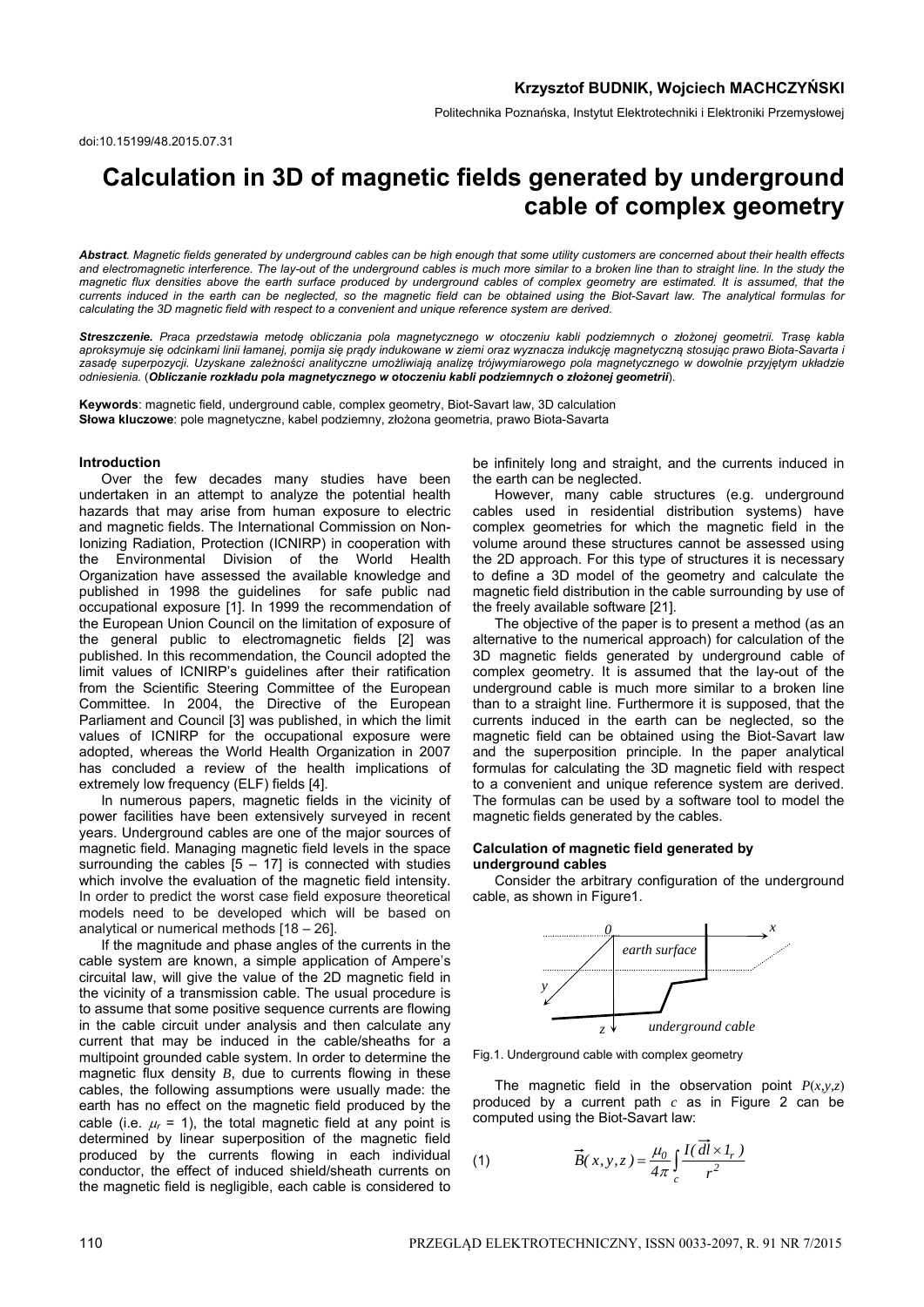**Krzysztof BUDNIK, Wojciech MACHCZYŃSKI**

Politechnika Poznańska, Instytut Elektrotechniki i Elektroniki Przemysłowej

doi:10.15199/48.2015.07.31

# Calculation in 3D of magnetic fields generated by underground cable of complex geometry

***Abstract**. Magnetic fields generated by underground cables can be high enough that some utility customers are concerned about their health effects and electromagnetic interference. The lay-out of the underground cables is much more similar to a broken line than to straight line. In the study the magnetic flux densities above the earth surface produced by underground cables of complex geometry are estimated. It is assumed, that the currents induced in the earth can be neglected, so the magnetic field can be obtained using the Biot-Savart law. The analytical formulas for calculating the 3D magnetic field with respect to a convenient and unique reference system are derived.*

***Streszczenie.** Praca przedstawia metodę obliczania pola magnetycznego w otoczeniu kabli podziemnych o złożonej geometrii. Trasę kabla aproksymuje się odcinkami linii łamanej, pomija się prądy indukowane w ziemi oraz wyznacza indukcję magnetyczną stosując prawo Biota-Savarta i zasadę superpozycji. Uzyskane zależności analityczne umożliwiają analizę trójwymiarowego pola magnetycznego w dowolnie przyjętym układzie odniesienia.* (***Obliczanie rozkładu pola magnetycznego w otoczeniu kabli podziemnych o złożonej geometrii***).

**Keywords**: magnetic field, underground cable, complex geometry, Biot-Savart law, 3D calculation
**Słowa kluczowe**: pole magnetyczne, kabel podziemny, złożona geometria, prawo Biota-Savarta

## Introduction

Over the few decades many studies have been undertaken in an attempt to analyze the potential health hazards that may arise from human exposure to electric and magnetic fields. The International Commission on Non-Ionizing Radiation, Protection (ICNIRP) in cooperation with the Environmental Division of the World Health Organization have assessed the available knowledge and published in 1998 the guidelines for safe public nad occupational exposure [1]. In 1999 the recommendation of the European Union Council on the limitation of exposure of the general public to electromagnetic fields [2] was published. In this recommendation, the Council adopted the limit values of ICNIRP's guidelines after their ratification from the Scientific Steering Committee of the European Committee. In 2004, the Directive of the European Parliament and Council [3] was published, in which the limit values of ICNIRP for the occupational exposure were adopted, whereas the World Health Organization in 2007 has concluded a review of the health implications of extremely low frequency (ELF) fields [4].

In numerous papers, magnetic fields in the vicinity of power facilities have been extensively surveyed in recent years. Underground cables are one of the major sources of magnetic field. Managing magnetic field levels in the space surrounding the cables [5 – 17] is connected with studies which involve the evaluation of the magnetic field intensity. In order to predict the worst case field exposure theoretical models need to be developed which will be based on analytical or numerical methods [18 – 26].

If the magnitude and phase angles of the currents in the cable system are known, a simple application of Ampere's circuital law, will give the value of the 2D magnetic field in the vicinity of a transmission cable. The usual procedure is to assume that some positive sequence currents are flowing in the cable circuit under analysis and then calculate any current that may be induced in the cable/sheaths for a multipoint grounded cable system. In order to determine the magnetic flux density $B$, due to currents flowing in these cables, the following assumptions were usually made: the earth has no effect on the magnetic field produced by the cable (i.e. $\mu_r$ = 1), the total magnetic field at any point is determined by linear superposition of the magnetic field produced by the currents flowing in each individual conductor, the effect of induced shield/sheath currents on the magnetic field is negligible, each cable is considered to be infinitely long and straight, and the currents induced in the earth can be neglected.

However, many cable structures (e.g. underground cables used in residential distribution systems) have complex geometries for which the magnetic field in the volume around these structures cannot be assessed using the 2D approach. For this type of structures it is necessary to define a 3D model of the geometry and calculate the magnetic field distribution in the cable surrounding by use of the freely available software [21].

The objective of the paper is to present a method (as an alternative to the numerical approach) for calculation of the 3D magnetic fields generated by underground cable of complex geometry. It is assumed that the lay-out of the underground cable is much more similar to a broken line than to a straight line. Furthermore it is supposed, that the currents induced in the earth can be neglected, so the magnetic field can be obtained using the Biot-Savart law and the superposition principle. In the paper analytical formulas for calculating the 3D magnetic field with respect to a convenient and unique reference system are derived. The formulas can be used by a software tool to model the magnetic fields generated by the cables.

## Calculation of magnetic field generated by underground cables

Consider the arbitrary configuration of the underground cable, as shown in Figure1.

Fig.1. Underground cable with complex geometry

The magnetic field in the observation point $P(x,y,z)$ produced by a current path $c$ as in Figure 2 can be computed using the Biot-Savart law:

$$\vec{B}(x,y,z) = \frac{\mu_0}{4\pi}\int_c \frac{I(\vec{dl} \times \vec{1}_r)}{r^2} \tag{1}$$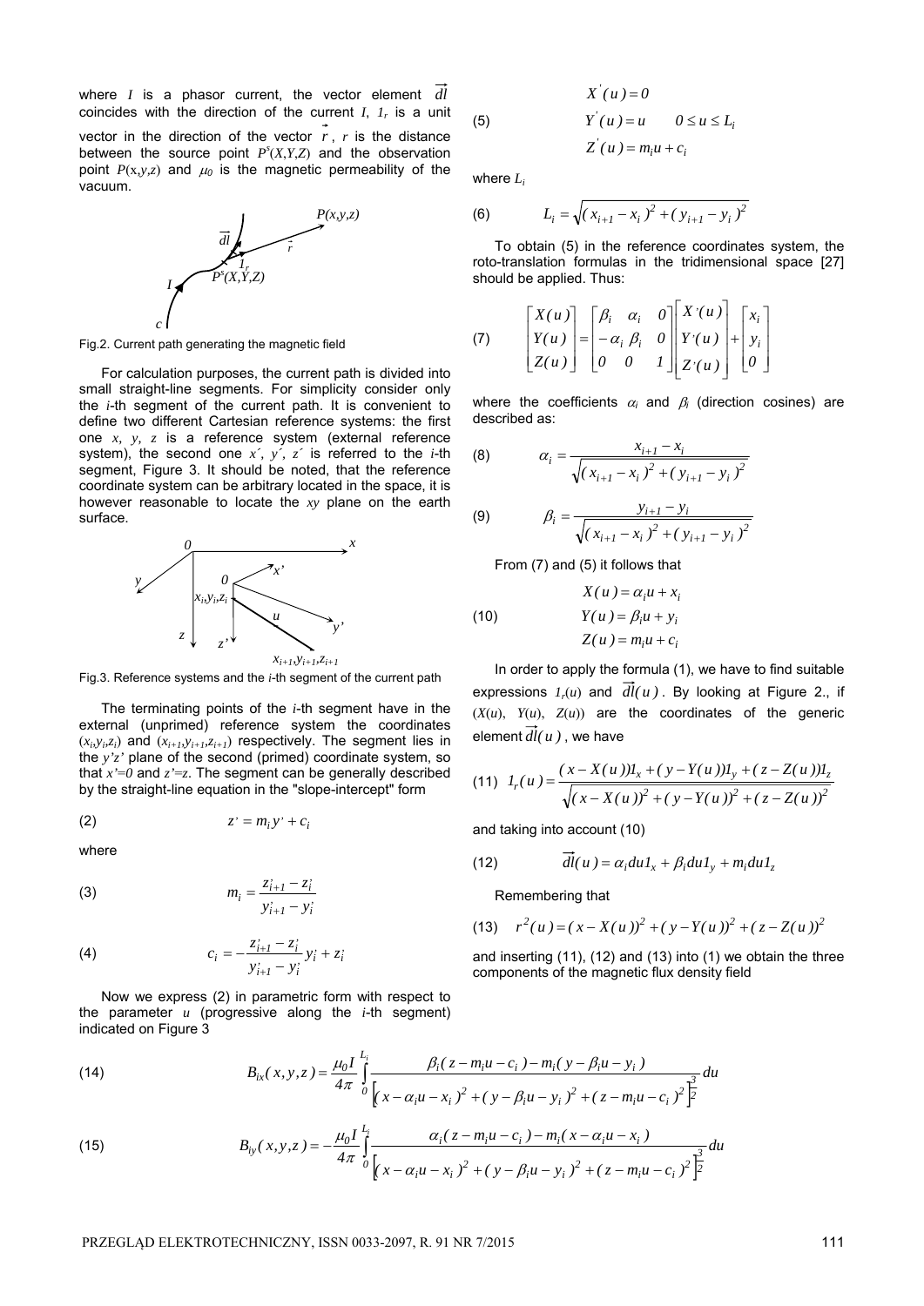where $I$ is a phasor current, the vector element $\vec{dl}$ coincides with the direction of the current $I$, $1_r$ is a unit vector in the direction of the vector $\vec{r}$, $r$ is the distance between the source point $P^s(X,Y,Z)$ and the observation point $P(x,y,z)$ and $\mu_0$ is the magnetic permeability of the vacuum.

Fig.2. Current path generating the magnetic field

For calculation purposes, the current path is divided into small straight-line segments. For simplicity consider only the $i$-th segment of the current path. It is convenient to define two different Cartesian reference systems: the first one $x$, $y$, $z$ is a reference system (external reference system), the second one $x'$, $y'$, $z'$ is referred to the $i$-th segment, Figure 3. It should be noted, that the reference coordinate system can be arbitrary located in the space, it is however reasonable to locate the $xy$ plane on the earth surface.

Fig.3. Reference systems and the $i$-th segment of the current path

The terminating points of the $i$-th segment have in the external (unprimed) reference system the coordinates $(x_i, y_i, z_i)$ and $(x_{i+1}, y_{i+1}, z_{i+1})$ respectively. The segment lies in the $y'z'$ plane of the second (primed) coordinate system, so that $x'=0$ and $z'=z$. The segment can be generally described by the straight-line equation in the "slope-intercept" form

$$z' = m_i y' + c_i \tag{2}$$

where

$$m_i = \frac{z'_{i+1} - z'_i}{y'_{i+1} - y'_i} \tag{3}$$

$$c_i = -\frac{z'_{i+1} - z'_i}{y'_{i+1} - y'_i} y'_i + z'_i \tag{4}$$

Now we express (2) in parametric form with respect to the parameter $u$ (progressive along the $i$-th segment) indicated on Figure 3

$$\begin{aligned} X'(u) &= 0 \\ Y'(u) &= u \qquad 0 \le u \le L_i \\ Z'(u) &= m_i u + c_i \end{aligned} \tag{5}$$

where $L_i$

$$L_i = \sqrt{(x_{i+1} - x_i)^2 + (y_{i+1} - y_i)^2} \tag{6}$$

To obtain (5) in the reference coordinates system, the roto-translation formulas in the tridimensional space [27] should be applied. Thus:

$$\begin{bmatrix} X(u) \\ Y(u) \\ Z(u) \end{bmatrix} = \begin{bmatrix} \beta_i & \alpha_i & 0 \\ -\alpha_i & \beta_i & 0 \\ 0 & 0 & 1 \end{bmatrix} \begin{bmatrix} X'(u) \\ Y'(u) \\ Z'(u) \end{bmatrix} + \begin{bmatrix} x_i \\ y_i \\ 0 \end{bmatrix} \tag{7}$$

where the coefficients $\alpha_i$ and $\beta_i$ (direction cosines) are described as:

$$\alpha_i = \frac{x_{i+1} - x_i}{\sqrt{(x_{i+1} - x_i)^2 + (y_{i+1} - y_i)^2}} \tag{8}$$

$$\beta_i = \frac{y_{i+1} - y_i}{\sqrt{(x_{i+1} - x_i)^2 + (y_{i+1} - y_i)^2}} \tag{9}$$

From (7) and (5) it follows that

$$\begin{aligned} X(u) &= \alpha_i u + x_i \\ Y(u) &= \beta_i u + y_i \\ Z(u) &= m_i u + c_i \end{aligned} \tag{10}$$

In order to apply the formula (1), we have to find suitable expressions $1_r(u)$ and $\vec{dl}(u)$. By looking at Figure 2., if $(X(u),\ Y(u),\ Z(u))$ are the coordinates of the generic element $\vec{dl}(u)$, we have

$$1_r(u) = \frac{(x - X(u))1_x + (y - Y(u))1_y + (z - Z(u))1_z}{\sqrt{(x - X(u))^2 + (y - Y(u))^2 + (z - Z(u))^2}} \tag{11}$$

and taking into account (10)

$$\vec{dl}(u) = \alpha_i du 1_x + \beta_i du 1_y + m_i du 1_z \tag{12}$$

Remembering that

$$r^2(u) = (x - X(u))^2 + (y - Y(u))^2 + (z - Z(u))^2 \tag{13}$$

and inserting (11), (12) and (13) into (1) we obtain the three components of the magnetic flux density field

$$B_{ix}(x,y,z) = \frac{\mu_0 I}{4\pi} \int_0^{L_i} \frac{\beta_i (z - m_i u - c_i) - m_i (y - \beta_i u - y_i)}{\left[(x - \alpha_i u - x_i)^2 + (y - \beta_i u - y_i)^2 + (z - m_i u - c_i)^2\right]^{\frac{3}{2}}} du \tag{14}$$

$$B_{iy}(x,y,z) = -\frac{\mu_0 I}{4\pi} \int_0^{L_i} \frac{\alpha_i (z - m_i u - c_i) - m_i (x - \alpha_i u - x_i)}{\left[(x - \alpha_i u - x_i)^2 + (y - \beta_i u - y_i)^2 + (z - m_i u - c_i)^2\right]^{\frac{3}{2}}} du \tag{15}$$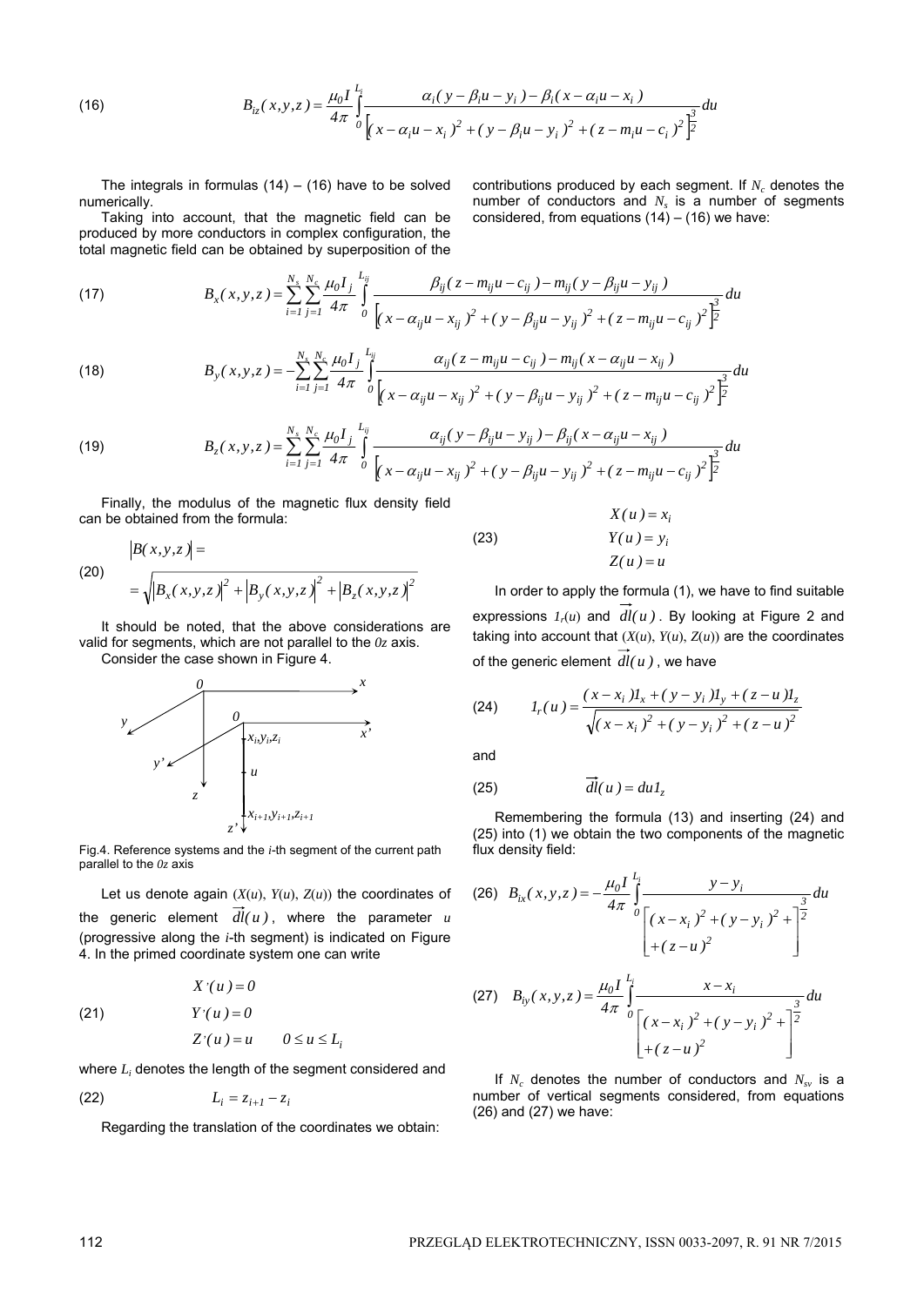$$B_{iz}(x,y,z)=\frac{\mu_0 I}{4\pi}\int_0^{L_i}\frac{\alpha_i(y-\beta_i u-y_i)-\beta_i(x-\alpha_i u-x_i)}{\left[(x-\alpha_i u-x_i)^2+(y-\beta_i u-y_i)^2+(z-m_i u-c_i)^2\right]^{\frac{3}{2}}}du \tag{16}$$

The integrals in formulas (14) – (16) have to be solved numerically.

Taking into account, that the magnetic field can be produced by more conductors in complex configuration, the total magnetic field can be obtained by superposition of the contributions produced by each segment. If $N_c$ denotes the number of conductors and $N_s$ is a number of segments considered, from equations (14) – (16) we have:

$$B_x(x,y,z)=\sum_{i=1}^{N_s}\sum_{j=1}^{N_c}\frac{\mu_0 I_j}{4\pi}\int_0^{L_{ij}}\frac{\beta_{ij}(z-m_{ij}u-c_{ij})-m_{ij}(y-\beta_{ij}u-y_{ij})}{\left[(x-\alpha_{ij}u-x_{ij})^2+(y-\beta_{ij}u-y_{ij})^2+(z-m_{ij}u-c_{ij})^2\right]^{\frac{3}{2}}}du \tag{17}$$

$$B_y(x,y,z)=-\sum_{i=1}^{N_s}\sum_{j=1}^{N_c}\frac{\mu_0 I_j}{4\pi}\int_0^{L_{ij}}\frac{\alpha_{ij}(z-m_{ij}u-c_{ij})-m_{ij}(x-\alpha_{ij}u-x_{ij})}{\left[(x-\alpha_{ij}u-x_{ij})^2+(y-\beta_{ij}u-y_{ij})^2+(z-m_{ij}u-c_{ij})^2\right]^{\frac{3}{2}}}du \tag{18}$$

$$B_z(x,y,z)=\sum_{i=1}^{N_s}\sum_{j=1}^{N_c}\frac{\mu_0 I_j}{4\pi}\int_0^{L_{ij}}\frac{\alpha_{ij}(y-\beta_{ij}u-y_{ij})-\beta_{ij}(x-\alpha_{ij}u-x_{ij})}{\left[(x-\alpha_{ij}u-x_{ij})^2+(y-\beta_{ij}u-y_{ij})^2+(z-m_{ij}u-c_{ij})^2\right]^{\frac{3}{2}}}du \tag{19}$$

Finally, the modulus of the magnetic flux density field can be obtained from the formula:

$$|B(x,y,z)|=\sqrt{|B_x(x,y,z)|^2+|B_y(x,y,z)|^2+|B_z(x,y,z)|^2} \tag{20}$$

It should be noted, that the above considerations are valid for segments, which are not parallel to the $0z$ axis.

Consider the case shown in Figure 4.

Fig.4. Reference systems and the $i$-th segment of the current path parallel to the $0z$ axis

Let us denote again ($X(u)$, $Y(u)$, $Z(u)$) the coordinates of the generic element $\overrightarrow{dl}(u)$, where the parameter $u$ (progressive along the $i$-th segment) is indicated on Figure 4. In the primed coordinate system one can write

$$X'(u)=0 \qquad Y'(u)=0 \qquad Z'(u)=u \qquad 0\le u\le L_i \tag{21}$$

where $L_i$ denotes the length of the segment considered and

$$L_i=z_{i+1}-z_i \tag{22}$$

Regarding the translation of the coordinates we obtain:

$$X(u)=x_i \qquad Y(u)=y_i \qquad Z(u)=u \tag{23}$$

In order to apply the formula (1), we have to find suitable expressions $1_r(u)$ and $\overrightarrow{dl}(u)$. By looking at Figure 2 and taking into account that ($X(u)$, $Y(u)$, $Z(u)$) are the coordinates of the generic element $\overrightarrow{dl}(u)$, we have

$$1_r(u)=\frac{(x-x_i)1_x+(y-y_i)1_y+(z-u)1_z}{\sqrt{(x-x_i)^2+(y-y_i)^2+(z-u)^2}} \tag{24}$$

and

$$\overrightarrow{dl}(u)=du1_z \tag{25}$$

Remembering the formula (13) and inserting (24) and (25) into (1) we obtain the two components of the magnetic flux density field:

$$B_{ix}(x,y,z)=-\frac{\mu_0 I}{4\pi}\int_0^{L_i}\frac{y-y_i}{\left[(x-x_i)^2+(y-y_i)^2+(z-u)^2\right]^{\frac{3}{2}}}du \tag{26}$$

$$B_{iy}(x,y,z)=\frac{\mu_0 I}{4\pi}\int_0^{L_i}\frac{x-x_i}{\left[(x-x_i)^2+(y-y_i)^2+(z-u)^2\right]^{\frac{3}{2}}}du \tag{27}$$

If $N_c$ denotes the number of conductors and $N_{sv}$ is a number of vertical segments considered, from equations (26) and (27) we have: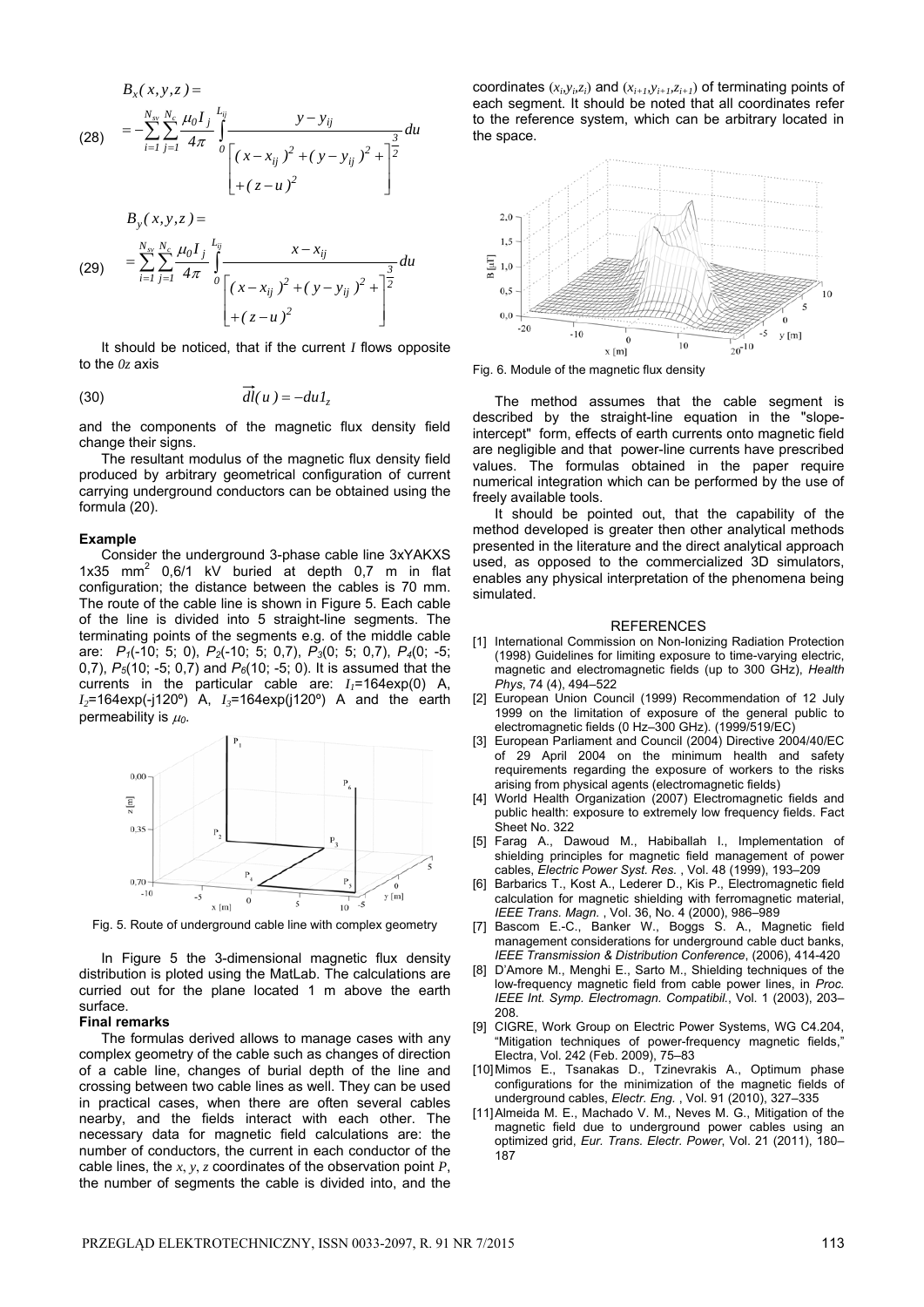$$
B_x(x,y,z) = -\sum_{i=1}^{N_{sv}} \sum_{j=1}^{N_c} \frac{\mu_0 I_j}{4\pi} \int_0^{L_{ij}} \frac{y - y_{ij}}{\left[ (x - x_{ij})^2 + (y - y_{ij})^2 + (z - u)^2 \right]^{\frac{3}{2}}} du \tag{28}
$$

$$
B_y(x,y,z) = \sum_{i=1}^{N_{sv}} \sum_{j=1}^{N_c} \frac{\mu_0 I_j}{4\pi} \int_0^{L_{ij}} \frac{x - x_{ij}}{\left[ (x - x_{ij})^2 + (y - y_{ij})^2 + (z - u)^2 \right]^{\frac{3}{2}}} du \tag{29}
$$

It should be noticed, that if the current $I$ flows opposite to the $0z$ axis

$$
\overrightarrow{dl}(u) = -du1_z \tag{30}
$$

and the components of the magnetic flux density field change their signs.

The resultant modulus of the magnetic flux density field produced by arbitrary geometrical configuration of current carrying underground conductors can be obtained using the formula (20).

**Example**

Consider the underground 3-phase cable line 3xYAKXS 1x35 mm$^2$ 0,6/1 kV buried at depth 0,7 m in flat configuration; the distance between the cables is 70 mm. The route of the cable line is shown in Figure 5. Each cable of the line is divided into 5 straight-line segments. The terminating points of the segments e.g. of the middle cable are: $P_1$(-10; 5; 0), $P_2$(-10; 5; 0,7), $P_3$(0; 5; 0,7), $P_4$(0; -5; 0,7), $P_5$(10; -5; 0,7) and $P_6$(10; -5; 0). It is assumed that the currents in the particular cable are: $I_1$=164exp(0) A, $I_2$=164exp(-j120º) A, $I_3$=164exp(j120º) A and the earth permeability is $\mu_0$.

Fig. 5. Route of underground cable line with complex geometry

In Figure 5 the 3-dimensional magnetic flux density distribution is ploted using the MatLab. The calculations are curried out for the plane located 1 m above the earth surface.

**Final remarks**

The formulas derived allows to manage cases with any complex geometry of the cable such as changes of direction of a cable line, changes of burial depth of the line and crossing between two cable lines as well. They can be used in practical cases, when there are often several cables nearby, and the fields interact with each other. The necessary data for magnetic field calculations are: the number of conductors, the current in each conductor of the cable lines, the $x$, $y$, $z$ coordinates of the observation point $P$, the number of segments the cable is divided into, and the coordinates $(x_i,y_i,z_i)$ and $(x_{i+1},y_{i+1},z_{i+1})$ of terminating points of each segment. It should be noted that all coordinates refer to the reference system, which can be arbitrary located in the space.

Fig. 6. Module of the magnetic flux density

The method assumes that the cable segment is described by the straight-line equation in the "slope-intercept" form, effects of earth currents onto magnetic field are negligible and that power-line currents have prescribed values. The formulas obtained in the paper require numerical integration which can be performed by the use of freely available tools.

It should be pointed out, that the capability of the method developed is greater then other analytical methods presented in the literature and the direct analytical approach used, as opposed to the commercialized 3D simulators, enables any physical interpretation of the phenomena being simulated.

## REFERENCES

[1] International Commission on Non-Ionizing Radiation Protection (1998) Guidelines for limiting exposure to time-varying electric, magnetic and electromagnetic fields (up to 300 GHz), *Health Phys*, 74 (4), 494–522

[2] European Union Council (1999) Recommendation of 12 July 1999 on the limitation of exposure of the general public to electromagnetic fields (0 Hz–300 GHz). (1999/519/EC)

[3] European Parliament and Council (2004) Directive 2004/40/EC of 29 April 2004 on the minimum health and safety requirements regarding the exposure of workers to the risks arising from physical agents (electromagnetic fields)

[4] World Health Organization (2007) Electromagnetic fields and public health: exposure to extremely low frequency fields. Fact Sheet No. 322

[5] Farag A., Dawoud M., Habiballah I., Implementation of shielding principles for magnetic field management of power cables, *Electric Power Syst. Res.* , Vol. 48 (1999), 193–209

[6] Barbarics T., Kost A., Lederer D., Kis P., Electromagnetic field calculation for magnetic shielding with ferromagnetic material, *IEEE Trans. Magn.* , Vol. 36, No. 4 (2000), 986–989

[7] Bascom E.-C., Banker W., Boggs S. A., Magnetic field management considerations for underground cable duct banks, *IEEE Transmission & Distribution Conference*, (2006), 414-420

[8] D'Amore M., Menghi E., Sarto M., Shielding techniques of the low-frequency magnetic field from cable power lines, in *Proc. IEEE Int. Symp. Electromagn. Compatibil.*, Vol. 1 (2003), 203–208.

[9] CIGRE, Work Group on Electric Power Systems, WG C4.204, "Mitigation techniques of power-frequency magnetic fields," Electra, Vol. 242 (Feb. 2009), 75–83

[10] Mimos E., Tsanakas D., Tzinevrakis A., Optimum phase configurations for the minimization of the magnetic fields of underground cables, *Electr. Eng.* , Vol. 91 (2010), 327–335

[11] Almeida M. E., Machado V. M., Neves M. G., Mitigation of the magnetic field due to underground power cables using an optimized grid, *Eur. Trans. Electr. Power*, Vol. 21 (2011), 180–187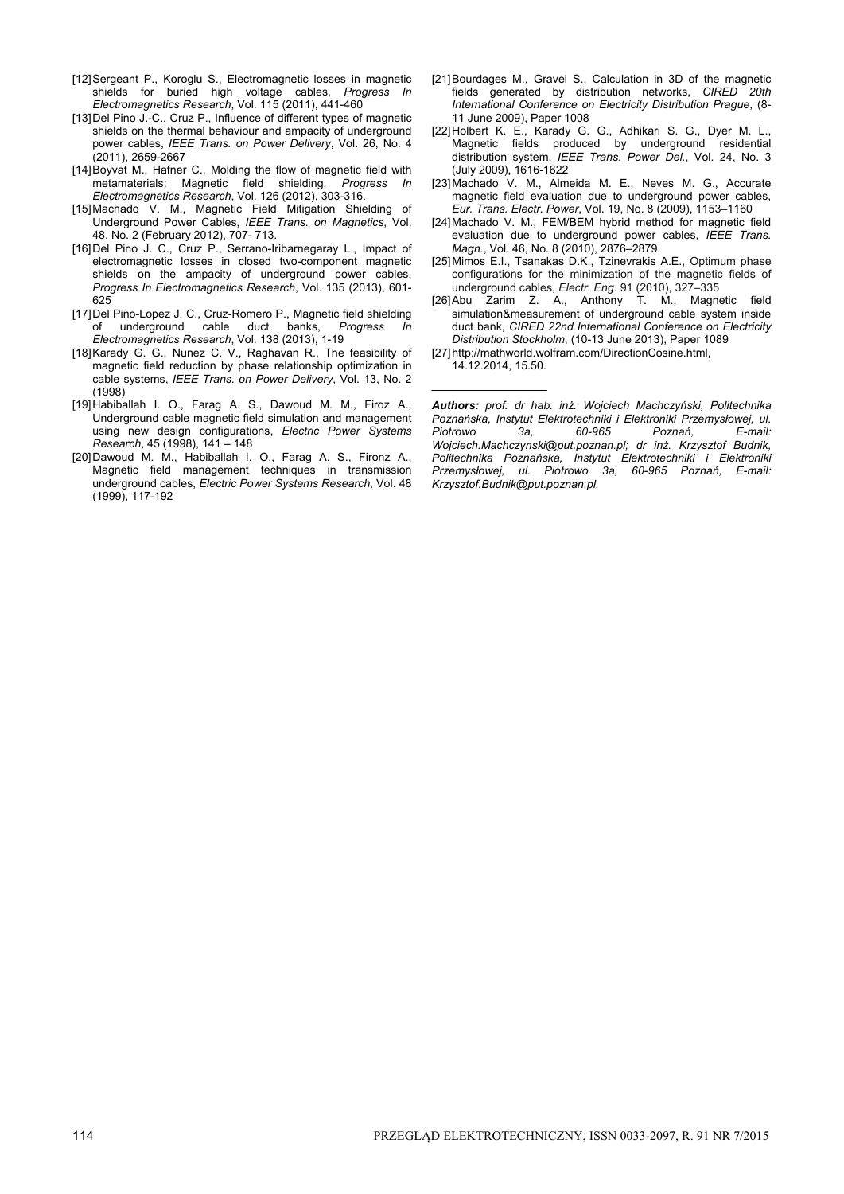[12] Sergeant P., Koroglu S., Electromagnetic losses in magnetic shields for buried high voltage cables, *Progress In Electromagnetics Research*, Vol. 115 (2011), 441-460

[13] Del Pino J.-C., Cruz P., Influence of different types of magnetic shields on the thermal behaviour and ampacity of underground power cables, *IEEE Trans. on Power Delivery*, Vol. 26, No. 4 (2011), 2659-2667

[14] Boyvat M., Hafner C., Molding the flow of magnetic field with metamaterials: Magnetic field shielding, *Progress In Electromagnetics Research*, Vol. 126 (2012), 303-316.

[15] Machado V. M., Magnetic Field Mitigation Shielding of Underground Power Cables, *IEEE Trans. on Magnetics*, Vol. 48, No. 2 (February 2012), 707- 713.

[16] Del Pino J. C., Cruz P., Serrano-Iribarnegaray L., Impact of electromagnetic losses in closed two-component magnetic shields on the ampacity of underground power cables, *Progress In Electromagnetics Research*, Vol. 135 (2013), 601-625

[17] Del Pino-Lopez J. C., Cruz-Romero P., Magnetic field shielding of underground cable duct banks, *Progress In Electromagnetics Research*, Vol. 138 (2013), 1-19

[18] Karady G. G., Nunez C. V., Raghavan R., The feasibility of magnetic field reduction by phase relationship optimization in cable systems, *IEEE Trans. on Power Delivery*, Vol. 13, No. 2 (1998)

[19] Habiballah I. O., Farag A. S., Dawoud M. M., Firoz A., Underground cable magnetic field simulation and management using new design configurations, *Electric Power Systems Research*, 45 (1998), 141 – 148

[20] Dawoud M. M., Habiballah I. O., Farag A. S., Fironz A., Magnetic field management techniques in transmission underground cables, *Electric Power Systems Research*, Vol. 48 (1999), 117-192

[21] Bourdages M., Gravel S., Calculation in 3D of the magnetic fields generated by distribution networks, *CIRED 20th International Conference on Electricity Distribution Prague*, (8-11 June 2009), Paper 1008

[22] Holbert K. E., Karady G. G., Adhikari S. G., Dyer M. L., Magnetic fields produced by underground residential distribution system, *IEEE Trans. Power Del.*, Vol. 24, No. 3 (July 2009), 1616-1622

[23] Machado V. M., Almeida M. E., Neves M. G., Accurate magnetic field evaluation due to underground power cables, *Eur. Trans. Electr. Power*, Vol. 19, No. 8 (2009), 1153–1160

[24] Machado V. M., FEM/BEM hybrid method for magnetic field evaluation due to underground power cables, *IEEE Trans. Magn.*, Vol. 46, No. 8 (2010), 2876–2879

[25] Mimos E.I., Tsanakas D.K., Tzinevrakis A.E., Optimum phase configurations for the minimization of the magnetic fields of underground cables, *Electr. Eng.* 91 (2010), 327–335

[26] Abu Zarim Z. A., Anthony T. M., Magnetic field simulation&measurement of underground cable system inside duct bank, *CIRED 22nd International Conference on Electricity Distribution Stockholm*, (10-13 June 2013), Paper 1089

[27] http://mathworld.wolfram.com/DirectionCosine.html, 14.12.2014, 15.50.

---

***Authors:** prof. dr hab. inż. Wojciech Machczyński, Politechnika Poznańska, Instytut Elektrotechniki i Elektroniki Przemysłowej, ul. Piotrowo 3a, 60-965 Poznań, E-mail: Wojciech.Machczynski@put.poznan.pl; dr inż. Krzysztof Budnik, Politechnika Poznańska, Instytut Elektrotechniki i Elektroniki Przemysłowej, ul. Piotrowo 3a, 60-965 Poznań, E-mail: Krzysztof.Budnik@put.poznan.pl.*